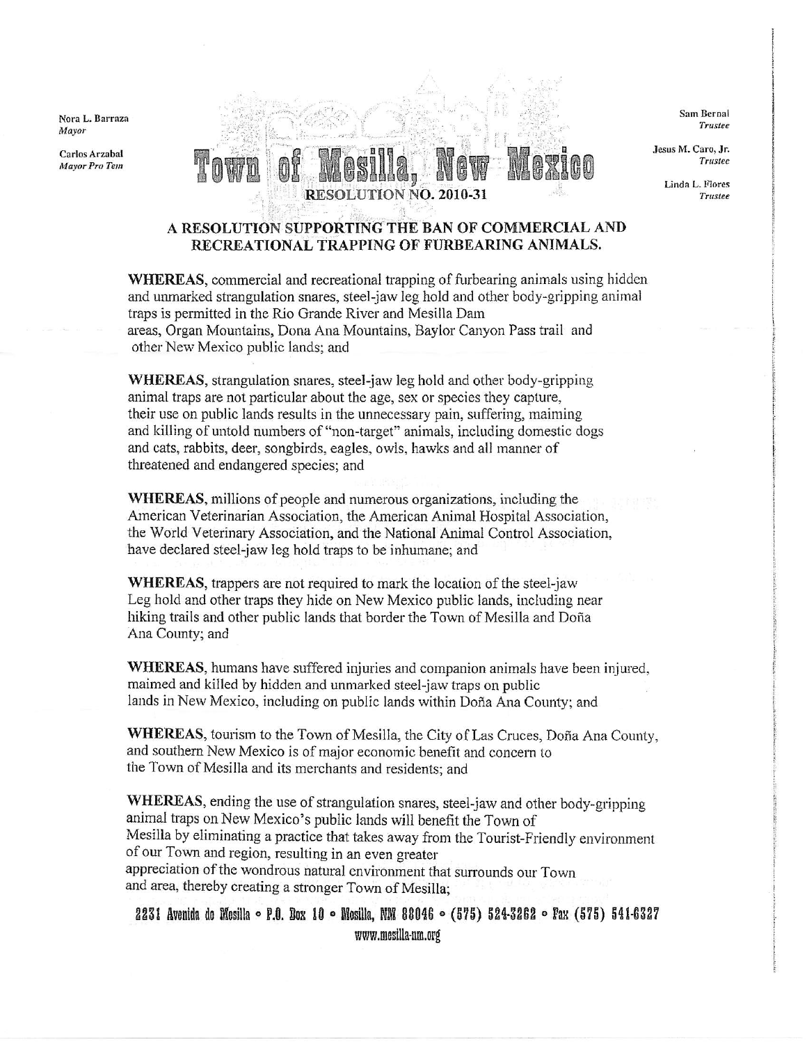Nora L. Barraza
*Mayor*

Carlos Arzabal
*Mayor Pro Tem*

Sam Bernal
*Trustee*

Jesus M. Caro, Jr.
*Trustee*

Linda L. Flores
*Trustee*

# Town of Mesilla, New Mexico

## RESOLUTION NO. 2010-31

### A RESOLUTION SUPPORTING THE BAN OF COMMERCIAL AND RECREATIONAL TRAPPING OF FURBEARING ANIMALS.

**WHEREAS**, commercial and recreational trapping of furbearing animals using hidden and unmarked strangulation snares, steel-jaw leg hold and other body-gripping animal traps is permitted in the Rio Grande River and Mesilla Dam areas, Organ Mountains, Dona Ana Mountains, Baylor Canyon Pass trail and other New Mexico public lands; and

**WHEREAS**, strangulation snares, steel-jaw leg hold and other body-gripping animal traps are not particular about the age, sex or species they capture, their use on public lands results in the unnecessary pain, suffering, maiming and killing of untold numbers of "non-target" animals, including domestic dogs and cats, rabbits, deer, songbirds, eagles, owls, hawks and all manner of threatened and endangered species; and

**WHEREAS**, millions of people and numerous organizations, including the American Veterinarian Association, the American Animal Hospital Association, the World Veterinary Association, and the National Animal Control Association, have declared steel-jaw leg hold traps to be inhumane; and

**WHEREAS**, trappers are not required to mark the location of the steel-jaw Leg hold and other traps they hide on New Mexico public lands, including near hiking trails and other public lands that border the Town of Mesilla and Doña Ana County; and

**WHEREAS**, humans have suffered injuries and companion animals have been injured, maimed and killed by hidden and unmarked steel-jaw traps on public lands in New Mexico, including on public lands within Doña Ana County; and

**WHEREAS**, tourism to the Town of Mesilla, the City of Las Cruces, Doña Ana County, and southern New Mexico is of major economic benefit and concern to the Town of Mesilla and its merchants and residents; and

**WHEREAS**, ending the use of strangulation snares, steel-jaw and other body-gripping animal traps on New Mexico's public lands will benefit the Town of Mesilla by eliminating a practice that takes away from the Tourist-Friendly environment of our Town and region, resulting in an even greater appreciation of the wondrous natural environment that surrounds our Town and area, thereby creating a stronger Town of Mesilla;

2231 Avenida de Mesilla • P.O. Box 10 • Mesilla, NM 88046 • (575) 524-3262 • Fax (575) 541-6327
www.mesilla-nm.org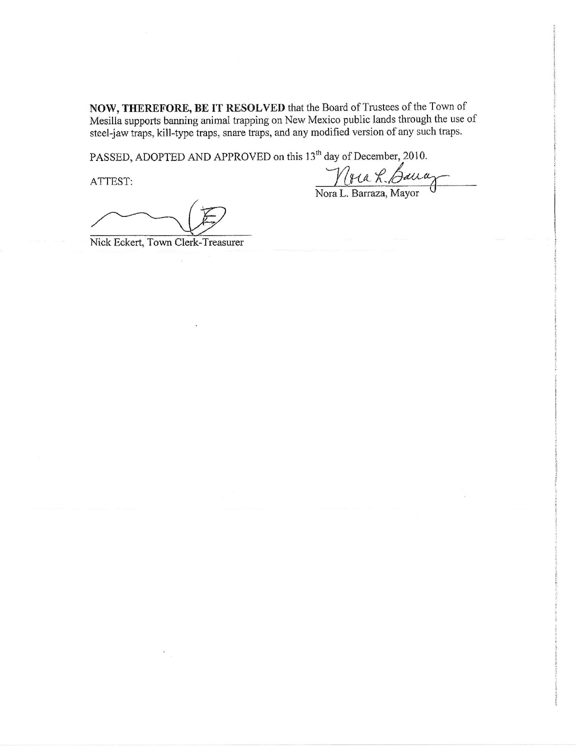**NOW, THEREFORE, BE IT RESOLVED** that the Board of Trustees of the Town of Mesilla supports banning animal trapping on New Mexico public lands through the use of steel-jaw traps, kill-type traps, snare traps, and any modified version of any such traps.

PASSED, ADOPTED AND APPROVED on this 13th day of December, 2010.

ATTEST:

Nora L. Barraza, Mayor

Nick Eckert, Town Clerk-Treasurer